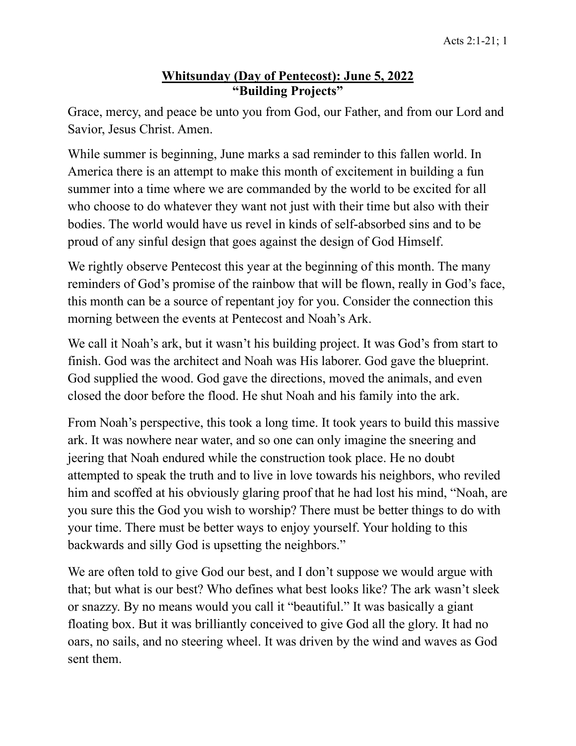**Whitsunday (Day of Pentecost): June 5, 2022**
**"Building Projects"**

Grace, mercy, and peace be unto you from God, our Father, and from our Lord and Savior, Jesus Christ. Amen.

While summer is beginning, June marks a sad reminder to this fallen world. In America there is an attempt to make this month of excitement in building a fun summer into a time where we are commanded by the world to be excited for all who choose to do whatever they want not just with their time but also with their bodies. The world would have us revel in kinds of self-absorbed sins and to be proud of any sinful design that goes against the design of God Himself.

We rightly observe Pentecost this year at the beginning of this month. The many reminders of God's promise of the rainbow that will be flown, really in God's face, this month can be a source of repentant joy for you. Consider the connection this morning between the events at Pentecost and Noah's Ark.

We call it Noah's ark, but it wasn't his building project. It was God's from start to finish. God was the architect and Noah was His laborer. God gave the blueprint. God supplied the wood. God gave the directions, moved the animals, and even closed the door before the flood. He shut Noah and his family into the ark.

From Noah's perspective, this took a long time. It took years to build this massive ark. It was nowhere near water, and so one can only imagine the sneering and jeering that Noah endured while the construction took place. He no doubt attempted to speak the truth and to live in love towards his neighbors, who reviled him and scoffed at his obviously glaring proof that he had lost his mind, "Noah, are you sure this the God you wish to worship? There must be better things to do with your time. There must be better ways to enjoy yourself. Your holding to this backwards and silly God is upsetting the neighbors."

We are often told to give God our best, and I don't suppose we would argue with that; but what is our best? Who defines what best looks like? The ark wasn't sleek or snazzy. By no means would you call it "beautiful." It was basically a giant floating box. But it was brilliantly conceived to give God all the glory. It had no oars, no sails, and no steering wheel. It was driven by the wind and waves as God sent them.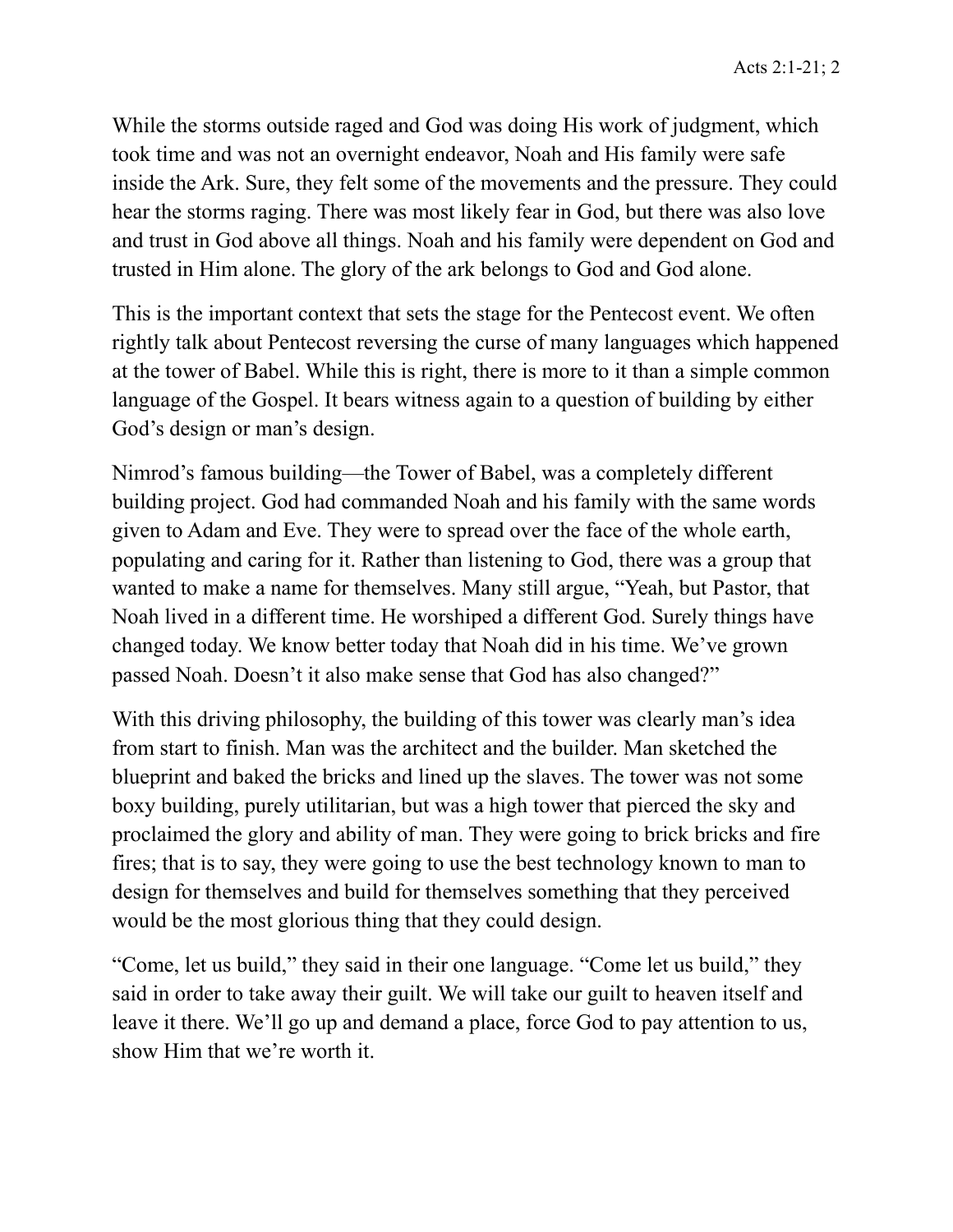While the storms outside raged and God was doing His work of judgment, which took time and was not an overnight endeavor, Noah and His family were safe inside the Ark. Sure, they felt some of the movements and the pressure. They could hear the storms raging. There was most likely fear in God, but there was also love and trust in God above all things. Noah and his family were dependent on God and trusted in Him alone. The glory of the ark belongs to God and God alone.

This is the important context that sets the stage for the Pentecost event. We often rightly talk about Pentecost reversing the curse of many languages which happened at the tower of Babel. While this is right, there is more to it than a simple common language of the Gospel. It bears witness again to a question of building by either God's design or man's design.

Nimrod's famous building—the Tower of Babel, was a completely different building project. God had commanded Noah and his family with the same words given to Adam and Eve. They were to spread over the face of the whole earth, populating and caring for it. Rather than listening to God, there was a group that wanted to make a name for themselves. Many still argue, "Yeah, but Pastor, that Noah lived in a different time. He worshiped a different God. Surely things have changed today. We know better today that Noah did in his time. We've grown passed Noah. Doesn't it also make sense that God has also changed?"

With this driving philosophy, the building of this tower was clearly man's idea from start to finish. Man was the architect and the builder. Man sketched the blueprint and baked the bricks and lined up the slaves. The tower was not some boxy building, purely utilitarian, but was a high tower that pierced the sky and proclaimed the glory and ability of man. They were going to brick bricks and fire fires; that is to say, they were going to use the best technology known to man to design for themselves and build for themselves something that they perceived would be the most glorious thing that they could design.

"Come, let us build," they said in their one language. "Come let us build," they said in order to take away their guilt. We will take our guilt to heaven itself and leave it there. We'll go up and demand a place, force God to pay attention to us, show Him that we're worth it.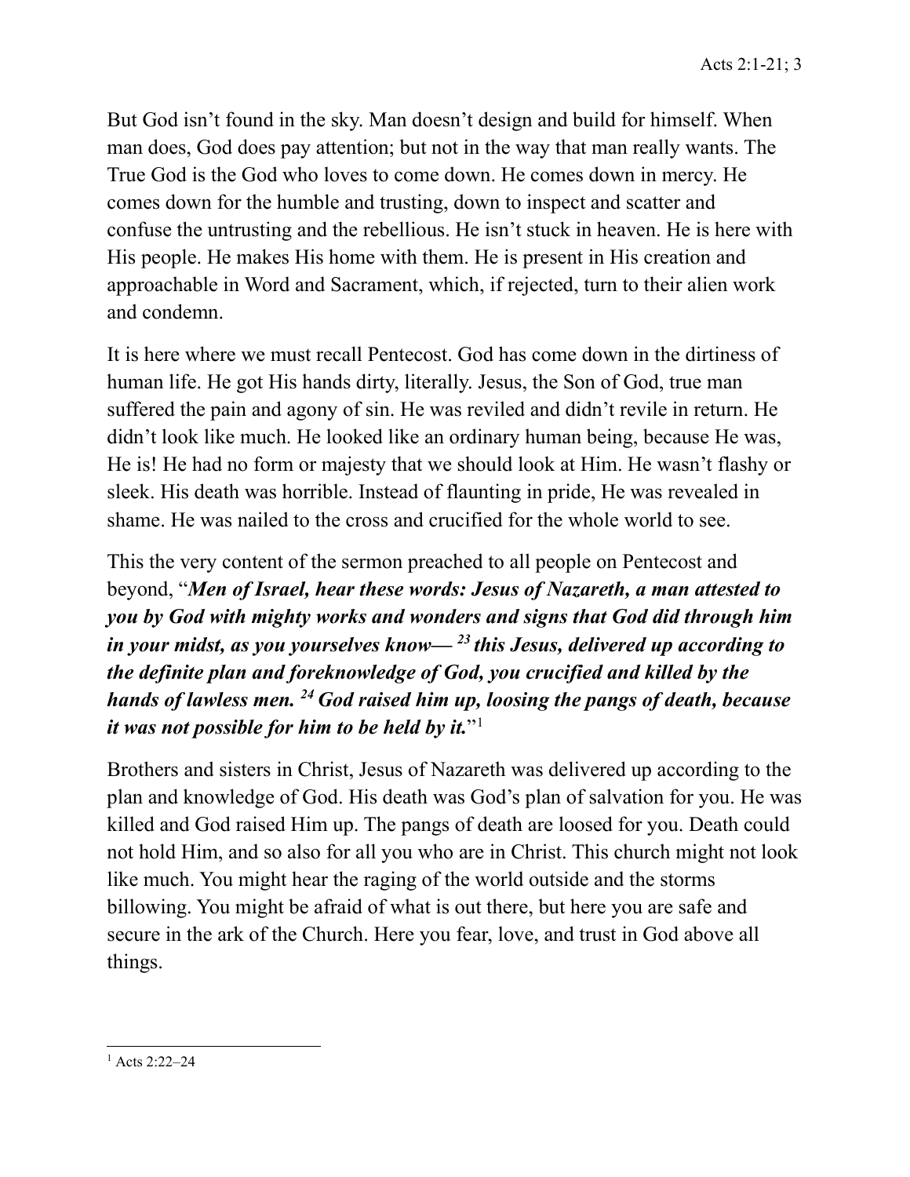But God isn't found in the sky. Man doesn't design and build for himself. When man does, God does pay attention; but not in the way that man really wants. The True God is the God who loves to come down. He comes down in mercy. He comes down for the humble and trusting, down to inspect and scatter and confuse the untrusting and the rebellious. He isn't stuck in heaven. He is here with His people. He makes His home with them. He is present in His creation and approachable in Word and Sacrament, which, if rejected, turn to their alien work and condemn.

It is here where we must recall Pentecost. God has come down in the dirtiness of human life. He got His hands dirty, literally. Jesus, the Son of God, true man suffered the pain and agony of sin. He was reviled and didn't revile in return. He didn't look like much. He looked like an ordinary human being, because He was, He is! He had no form or majesty that we should look at Him. He wasn't flashy or sleek. His death was horrible. Instead of flaunting in pride, He was revealed in shame. He was nailed to the cross and crucified for the whole world to see.

This the very content of the sermon preached to all people on Pentecost and beyond, "***Men of Israel, hear these words: Jesus of Nazareth, a man attested to you by God with mighty works and wonders and signs that God did through him in your midst, as you yourselves know— [23] this Jesus, delivered up according to the definite plan and foreknowledge of God, you crucified and killed by the hands of lawless men. [24] God raised him up, loosing the pangs of death, because it was not possible for him to be held by it.***"[1]

Brothers and sisters in Christ, Jesus of Nazareth was delivered up according to the plan and knowledge of God. His death was God's plan of salvation for you. He was killed and God raised Him up. The pangs of death are loosed for you. Death could not hold Him, and so also for all you who are in Christ. This church might not look like much. You might hear the raging of the world outside and the storms billowing. You might be afraid of what is out there, but here you are safe and secure in the ark of the Church. Here you fear, love, and trust in God above all things.

---

[1] Acts 2:22–24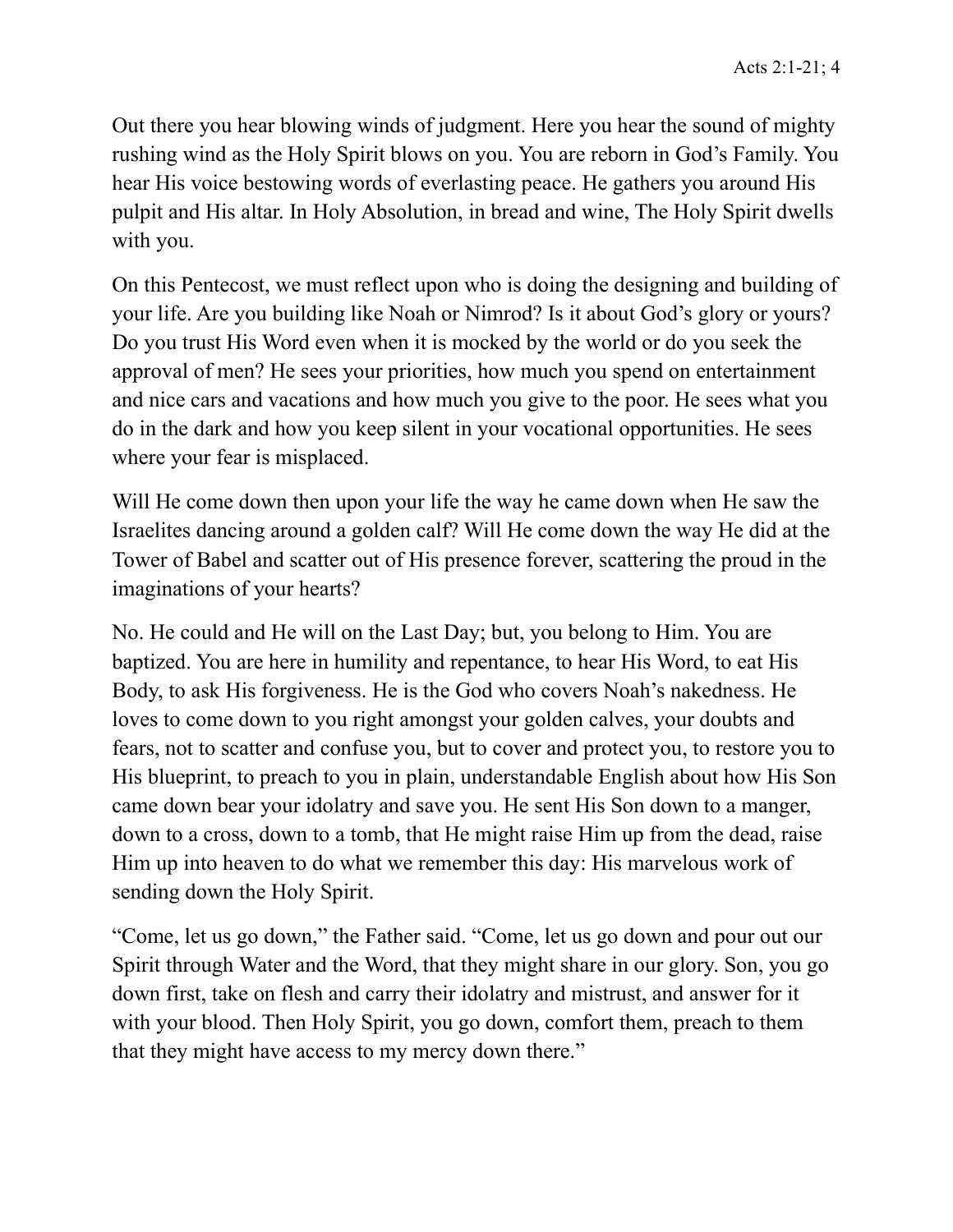Out there you hear blowing winds of judgment. Here you hear the sound of mighty rushing wind as the Holy Spirit blows on you. You are reborn in God's Family. You hear His voice bestowing words of everlasting peace. He gathers you around His pulpit and His altar. In Holy Absolution, in bread and wine, The Holy Spirit dwells with you.

On this Pentecost, we must reflect upon who is doing the designing and building of your life. Are you building like Noah or Nimrod? Is it about God's glory or yours? Do you trust His Word even when it is mocked by the world or do you seek the approval of men? He sees your priorities, how much you spend on entertainment and nice cars and vacations and how much you give to the poor. He sees what you do in the dark and how you keep silent in your vocational opportunities. He sees where your fear is misplaced.

Will He come down then upon your life the way he came down when He saw the Israelites dancing around a golden calf? Will He come down the way He did at the Tower of Babel and scatter out of His presence forever, scattering the proud in the imaginations of your hearts?

No. He could and He will on the Last Day; but, you belong to Him. You are baptized. You are here in humility and repentance, to hear His Word, to eat His Body, to ask His forgiveness. He is the God who covers Noah's nakedness. He loves to come down to you right amongst your golden calves, your doubts and fears, not to scatter and confuse you, but to cover and protect you, to restore you to His blueprint, to preach to you in plain, understandable English about how His Son came down bear your idolatry and save you. He sent His Son down to a manger, down to a cross, down to a tomb, that He might raise Him up from the dead, raise Him up into heaven to do what we remember this day: His marvelous work of sending down the Holy Spirit.

"Come, let us go down," the Father said. "Come, let us go down and pour out our Spirit through Water and the Word, that they might share in our glory. Son, you go down first, take on flesh and carry their idolatry and mistrust, and answer for it with your blood. Then Holy Spirit, you go down, comfort them, preach to them that they might have access to my mercy down there."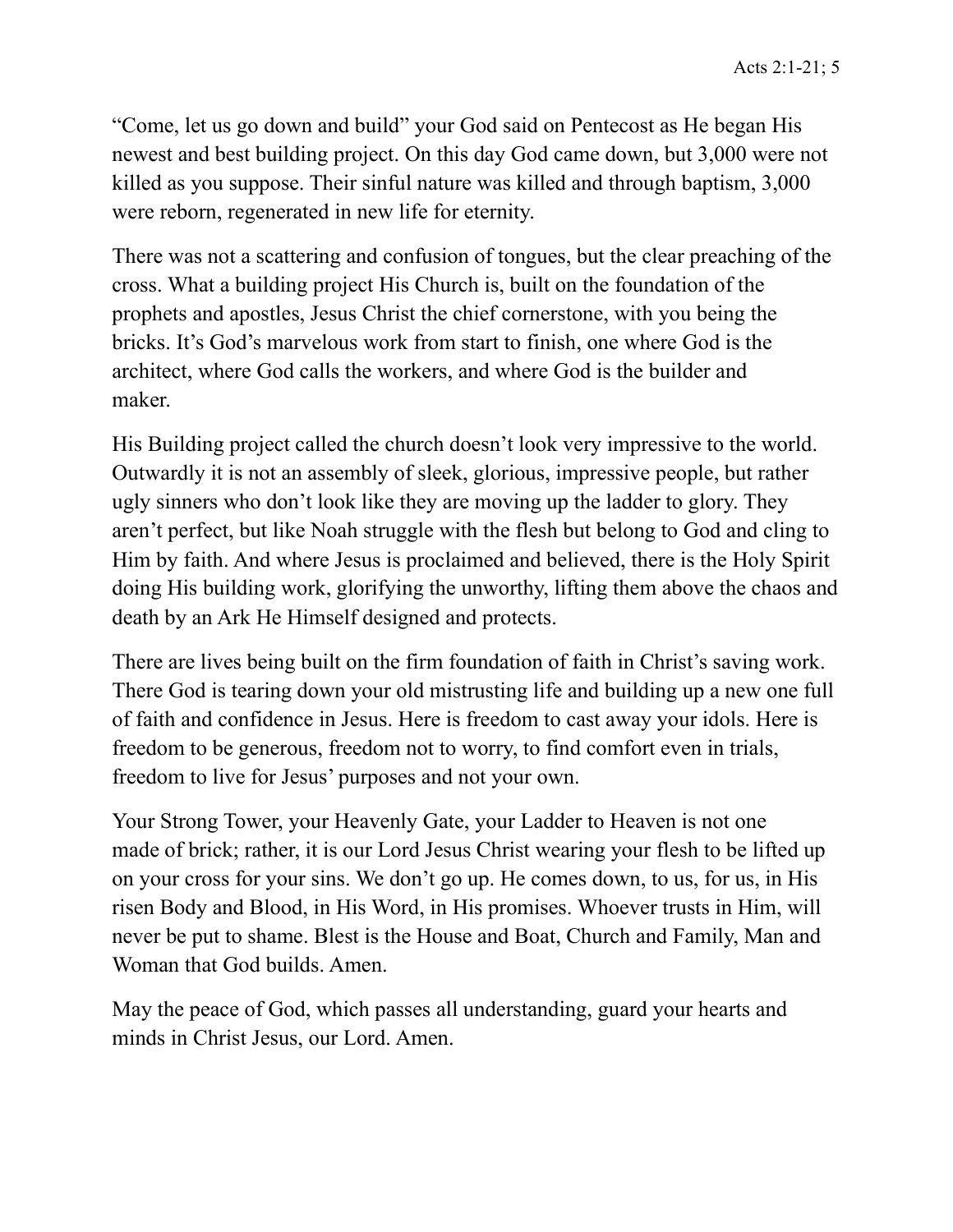"Come, let us go down and build" your God said on Pentecost as He began His newest and best building project. On this day God came down, but 3,000 were not killed as you suppose. Their sinful nature was killed and through baptism, 3,000 were reborn, regenerated in new life for eternity.

There was not a scattering and confusion of tongues, but the clear preaching of the cross. What a building project His Church is, built on the foundation of the prophets and apostles, Jesus Christ the chief cornerstone, with you being the bricks. It's God's marvelous work from start to finish, one where God is the architect, where God calls the workers, and where God is the builder and maker.

His Building project called the church doesn't look very impressive to the world. Outwardly it is not an assembly of sleek, glorious, impressive people, but rather ugly sinners who don't look like they are moving up the ladder to glory. They aren't perfect, but like Noah struggle with the flesh but belong to God and cling to Him by faith. And where Jesus is proclaimed and believed, there is the Holy Spirit doing His building work, glorifying the unworthy, lifting them above the chaos and death by an Ark He Himself designed and protects.

There are lives being built on the firm foundation of faith in Christ's saving work. There God is tearing down your old mistrusting life and building up a new one full of faith and confidence in Jesus. Here is freedom to cast away your idols. Here is freedom to be generous, freedom not to worry, to find comfort even in trials, freedom to live for Jesus' purposes and not your own.

Your Strong Tower, your Heavenly Gate, your Ladder to Heaven is not one made of brick; rather, it is our Lord Jesus Christ wearing your flesh to be lifted up on your cross for your sins. We don't go up. He comes down, to us, for us, in His risen Body and Blood, in His Word, in His promises. Whoever trusts in Him, will never be put to shame. Blest is the House and Boat, Church and Family, Man and Woman that God builds. Amen.

May the peace of God, which passes all understanding, guard your hearts and minds in Christ Jesus, our Lord. Amen.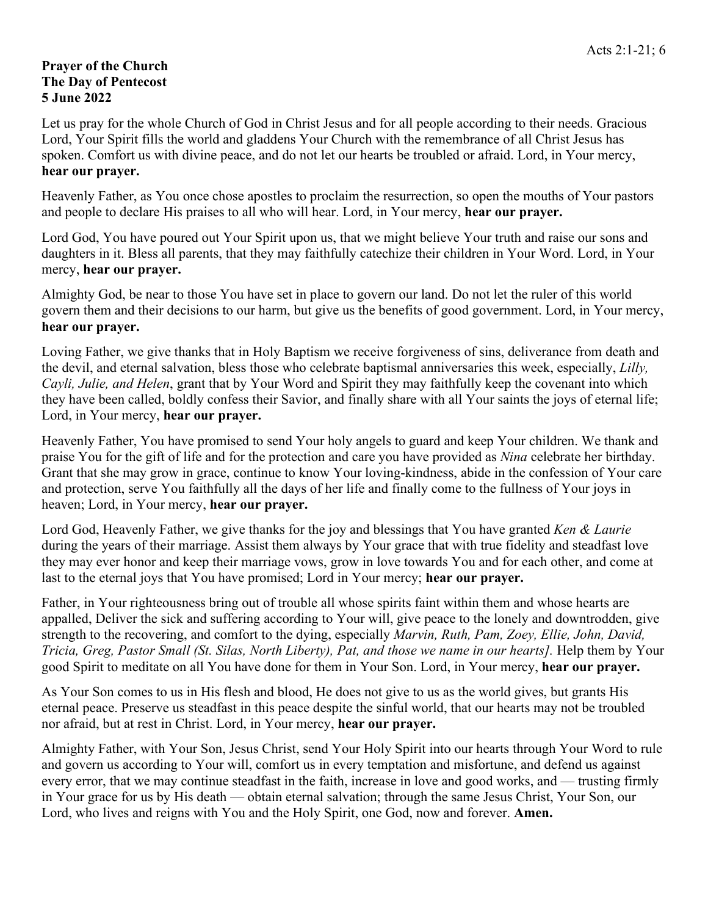**Prayer of the Church**
**The Day of Pentecost**
**5 June 2022**

Let us pray for the whole Church of God in Christ Jesus and for all people according to their needs. Gracious Lord, Your Spirit fills the world and gladdens Your Church with the remembrance of all Christ Jesus has spoken. Comfort us with divine peace, and do not let our hearts be troubled or afraid. Lord, in Your mercy, **hear our prayer.**

Heavenly Father, as You once chose apostles to proclaim the resurrection, so open the mouths of Your pastors and people to declare His praises to all who will hear. Lord, in Your mercy, **hear our prayer.**

Lord God, You have poured out Your Spirit upon us, that we might believe Your truth and raise our sons and daughters in it. Bless all parents, that they may faithfully catechize their children in Your Word. Lord, in Your mercy, **hear our prayer.**

Almighty God, be near to those You have set in place to govern our land. Do not let the ruler of this world govern them and their decisions to our harm, but give us the benefits of good government. Lord, in Your mercy, **hear our prayer.**

Loving Father, we give thanks that in Holy Baptism we receive forgiveness of sins, deliverance from death and the devil, and eternal salvation, bless those who celebrate baptismal anniversaries this week, especially, *Lilly, Cayli, Julie, and Helen*, grant that by Your Word and Spirit they may faithfully keep the covenant into which they have been called, boldly confess their Savior, and finally share with all Your saints the joys of eternal life; Lord, in Your mercy, **hear our prayer.**

Heavenly Father, You have promised to send Your holy angels to guard and keep Your children. We thank and praise You for the gift of life and for the protection and care you have provided as *Nina* celebrate her birthday. Grant that she may grow in grace, continue to know Your loving-kindness, abide in the confession of Your care and protection, serve You faithfully all the days of her life and finally come to the fullness of Your joys in heaven; Lord, in Your mercy, **hear our prayer.**

Lord God, Heavenly Father, we give thanks for the joy and blessings that You have granted *Ken & Laurie* during the years of their marriage. Assist them always by Your grace that with true fidelity and steadfast love they may ever honor and keep their marriage vows, grow in love towards You and for each other, and come at last to the eternal joys that You have promised; Lord in Your mercy; **hear our prayer.**

Father, in Your righteousness bring out of trouble all whose spirits faint within them and whose hearts are appalled, Deliver the sick and suffering according to Your will, give peace to the lonely and downtrodden, give strength to the recovering, and comfort to the dying, especially *Marvin, Ruth, Pam, Zoey, Ellie, John, David, Tricia, Greg, Pastor Small (St. Silas, North Liberty), Pat, and those we name in our hearts].* Help them by Your good Spirit to meditate on all You have done for them in Your Son. Lord, in Your mercy, **hear our prayer.**

As Your Son comes to us in His flesh and blood, He does not give to us as the world gives, but grants His eternal peace. Preserve us steadfast in this peace despite the sinful world, that our hearts may not be troubled nor afraid, but at rest in Christ. Lord, in Your mercy, **hear our prayer.**

Almighty Father, with Your Son, Jesus Christ, send Your Holy Spirit into our hearts through Your Word to rule and govern us according to Your will, comfort us in every temptation and misfortune, and defend us against every error, that we may continue steadfast in the faith, increase in love and good works, and — trusting firmly in Your grace for us by His death — obtain eternal salvation; through the same Jesus Christ, Your Son, our Lord, who lives and reigns with You and the Holy Spirit, one God, now and forever. **Amen.**